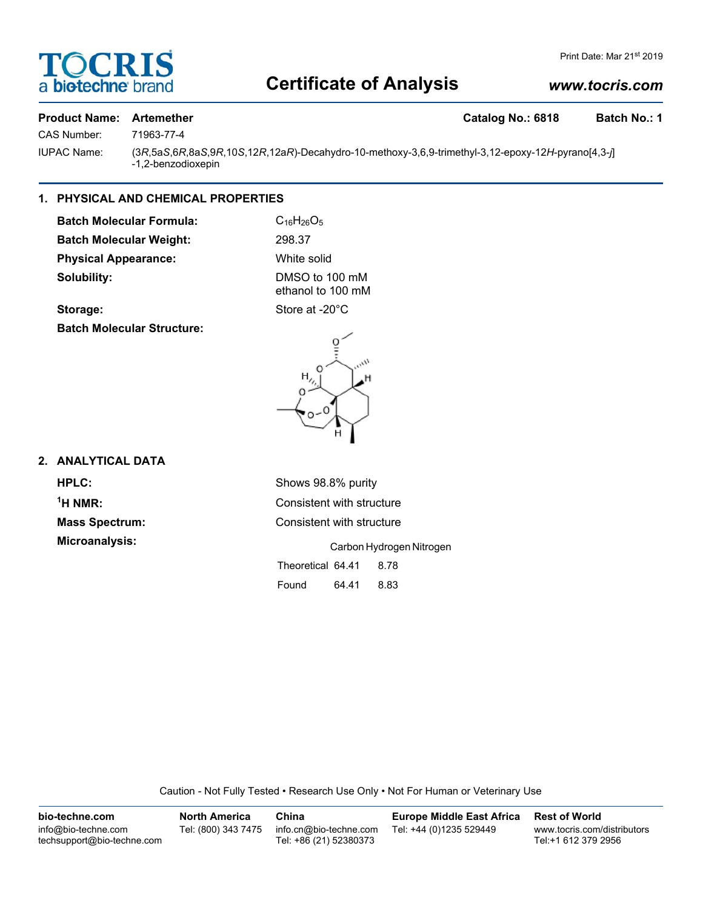Print Date: Mar 21st 2019

# Certificate of Analysis

www.tocris.com

**Product Name:** **Artemether** **Catalog No.: 6818** **Batch No.: 1**

CAS Number: 71963-77-4

IUPAC Name: (3*R*,5a*S*,6*R*,8a*S*,9*R*,10*S*,12*R*,12a*R*)-Decahydro-10-methoxy-3,6,9-trimethyl-3,12-epoxy-12*H*-pyrano[4,3-*j*]-1,2-benzodioxepin

## 1. PHYSICAL AND CHEMICAL PROPERTIES

**Batch Molecular Formula:** $C_{16}H_{26}O_5$

**Batch Molecular Weight:** 298.37

**Physical Appearance:** White solid

**Solubility:** DMSO to 100 mM
ethanol to 100 mM

**Storage:** Store at -20°C

**Batch Molecular Structure:**

## 2. ANALYTICAL DATA

**HPLC:** Shows 98.8% purity

**$^1$H NMR:** Consistent with structure

**Mass Spectrum:** Consistent with structure

**Microanalysis:**

| | Carbon | Hydrogen | Nitrogen |
|---|---|---|---|
| Theoretical | 64.41 | 8.78 | |
| Found | 64.41 | 8.83 | |

Caution - Not Fully Tested • Research Use Only • Not For Human or Veterinary Use

**bio-techne.com**
info@bio-techne.com
techsupport@bio-techne.com

**North America**
Tel: (800) 343 7475

**China**
info.cn@bio-techne.com
Tel: +86 (21) 52380373

**Europe Middle East Africa**
Tel: +44 (0)1235 529449

**Rest of World**
www.tocris.com/distributors
Tel:+1 612 379 2956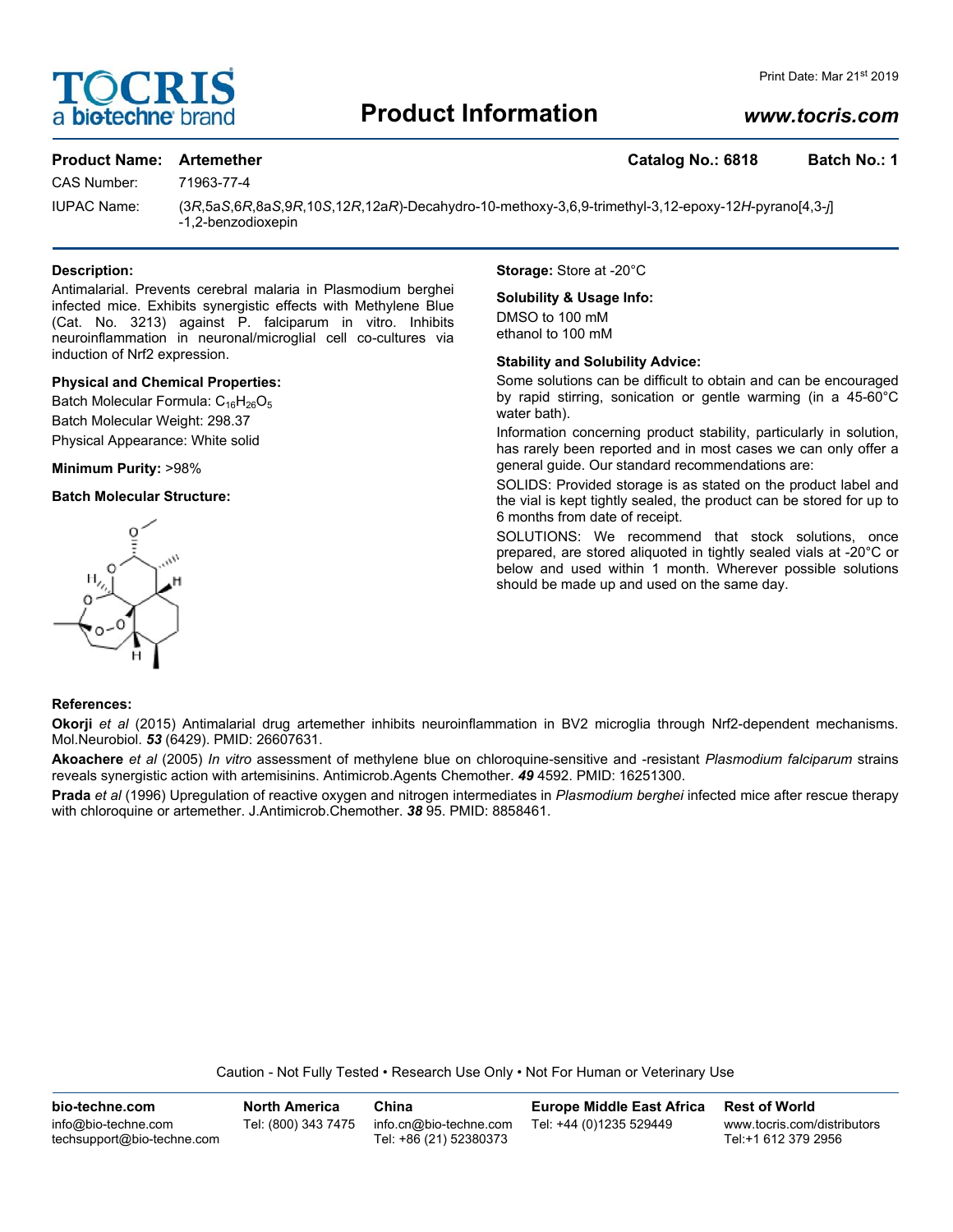# TOCRIS a bio-techne brand

# Product Information

*www.tocris.com*

Print Date: Mar 21st 2019

**Product Name: Artemether** **Catalog No.: 6818** **Batch No.: 1**

CAS Number: 71963-77-4

IUPAC Name: (3*R*,5a*S*,6*R*,8a*S*,9*R*,10*S*,12*R*,12a*R*)-Decahydro-10-methoxy-3,6,9-trimethyl-3,12-epoxy-12*H*-pyrano[4,3-*j*]-1,2-benzodioxepin

### Description:

Antimalarial. Prevents cerebral malaria in Plasmodium berghei infected mice. Exhibits synergistic effects with Methylene Blue (Cat. No. 3213) against P. falciparum in vitro. Inhibits neuroinflammation in neuronal/microglial cell co-cultures via induction of Nrf2 expression.

### Physical and Chemical Properties:

Batch Molecular Formula: $C_{16}H_{26}O_5$

Batch Molecular Weight: 298.37

Physical Appearance: White solid

**Minimum Purity:** >98%

### Batch Molecular Structure:

**Storage:** Store at -20°C

### Solubility & Usage Info:

DMSO to 100 mM
ethanol to 100 mM

### Stability and Solubility Advice:

Some solutions can be difficult to obtain and can be encouraged by rapid stirring, sonication or gentle warming (in a 45-60°C water bath).

Information concerning product stability, particularly in solution, has rarely been reported and in most cases we can only offer a general guide. Our standard recommendations are:

SOLIDS: Provided storage is as stated on the product label and the vial is kept tightly sealed, the product can be stored for up to 6 months from date of receipt.

SOLUTIONS: We recommend that stock solutions, once prepared, are stored aliquoted in tightly sealed vials at -20°C or below and used within 1 month. Wherever possible solutions should be made up and used on the same day.

### References:

**Okorji** *et al* (2015) Antimalarial drug artemether inhibits neuroinflammation in BV2 microglia through Nrf2-dependent mechanisms. Mol.Neurobiol. ***53*** (6429). PMID: 26607631.

**Akoachere** *et al* (2005) *In vitro* assessment of methylene blue on chloroquine-sensitive and -resistant *Plasmodium falciparum* strains reveals synergistic action with artemisinins. Antimicrob.Agents Chemother. ***49*** 4592. PMID: 16251300.

**Prada** *et al* (1996) Upregulation of reactive oxygen and nitrogen intermediates in *Plasmodium berghei* infected mice after rescue therapy with chloroquine or artemether. J.Antimicrob.Chemother. ***38*** 95. PMID: 8858461.

Caution - Not Fully Tested • Research Use Only • Not For Human or Veterinary Use

| bio-techne.com | North America | China | Europe Middle East Africa | Rest of World |
|---|---|---|---|---|
| info@bio-techne.com<br>techsupport@bio-techne.com | Tel: (800) 343 7475 | info.cn@bio-techne.com<br>Tel: +86 (21) 52380373 | Tel: +44 (0)1235 529449 | www.tocris.com/distributors<br>Tel:+1 612 379 2956 |